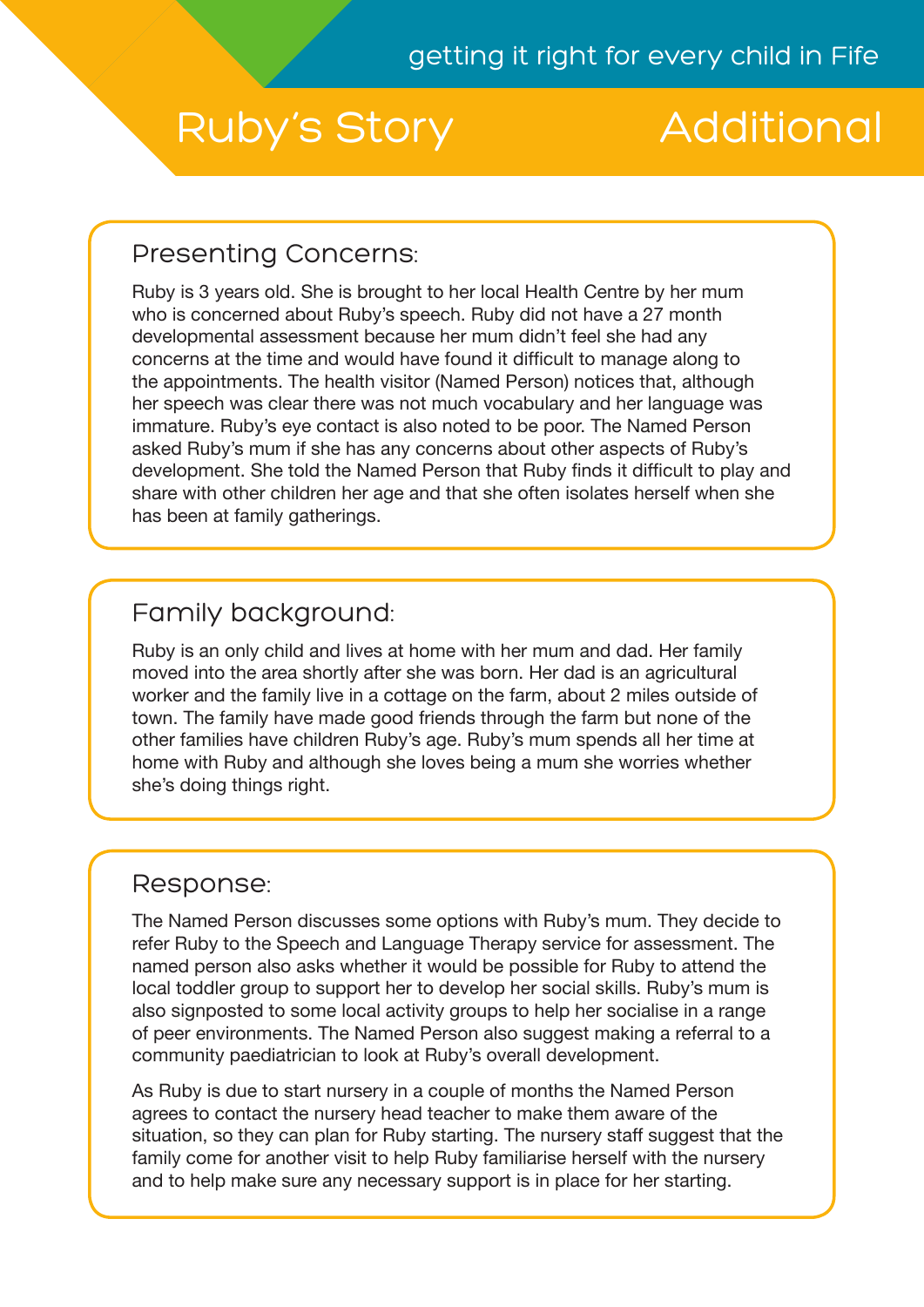getting it right for every child in Fife

# Ruby's Story

# Additional

## Presenting Concerns:

Ruby is 3 years old. She is brought to her local Health Centre by her mum who is concerned about Ruby's speech. Ruby did not have a 27 month developmental assessment because her mum didn't feel she had any concerns at the time and would have found it difficult to manage along to the appointments. The health visitor (Named Person) notices that, although her speech was clear there was not much vocabulary and her language was immature. Ruby's eye contact is also noted to be poor. The Named Person asked Ruby's mum if she has any concerns about other aspects of Ruby's development. She told the Named Person that Ruby finds it difficult to play and share with other children her age and that she often isolates herself when she has been at family gatherings.

## Family background:

Ruby is an only child and lives at home with her mum and dad. Her family moved into the area shortly after she was born. Her dad is an agricultural worker and the family live in a cottage on the farm, about 2 miles outside of town. The family have made good friends through the farm but none of the other families have children Ruby's age. Ruby's mum spends all her time at home with Ruby and although she loves being a mum she worries whether she's doing things right.

## Response:

The Named Person discusses some options with Ruby's mum. They decide to refer Ruby to the Speech and Language Therapy service for assessment. The named person also asks whether it would be possible for Ruby to attend the local toddler group to support her to develop her social skills. Ruby's mum is also signposted to some local activity groups to help her socialise in a range of peer environments. The Named Person also suggest making a referral to a community paediatrician to look at Ruby's overall development.

As Ruby is due to start nursery in a couple of months the Named Person agrees to contact the nursery head teacher to make them aware of the situation, so they can plan for Ruby starting. The nursery staff suggest that the family come for another visit to help Ruby familiarise herself with the nursery and to help make sure any necessary support is in place for her starting.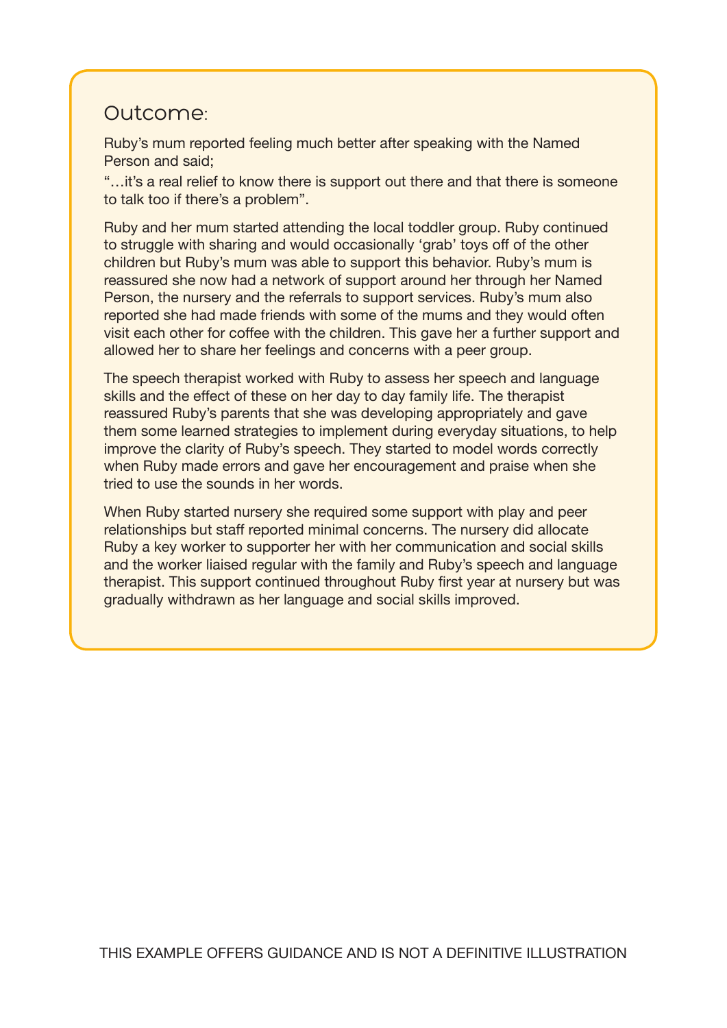## Outcome:

Ruby's mum reported feeling much better after speaking with the Named Person and said;

"…it's a real relief to know there is support out there and that there is someone to talk too if there's a problem".

Ruby and her mum started attending the local toddler group. Ruby continued to struggle with sharing and would occasionally 'grab' toys off of the other children but Ruby's mum was able to support this behavior. Ruby's mum is reassured she now had a network of support around her through her Named Person, the nursery and the referrals to support services. Ruby's mum also reported she had made friends with some of the mums and they would often visit each other for coffee with the children. This gave her a further support and allowed her to share her feelings and concerns with a peer group.

The speech therapist worked with Ruby to assess her speech and language skills and the effect of these on her day to day family life. The therapist reassured Ruby's parents that she was developing appropriately and gave them some learned strategies to implement during everyday situations, to help improve the clarity of Ruby's speech. They started to model words correctly when Ruby made errors and gave her encouragement and praise when she tried to use the sounds in her words.

When Ruby started nursery she required some support with play and peer relationships but staff reported minimal concerns. The nursery did allocate Ruby a key worker to supporter her with her communication and social skills and the worker liaised regular with the family and Ruby's speech and language therapist. This support continued throughout Ruby first year at nursery but was gradually withdrawn as her language and social skills improved.

THIS EXAMPLE OFFERS GUIDANCE AND IS NOT A DEFINITIVE ILLUSTRATION